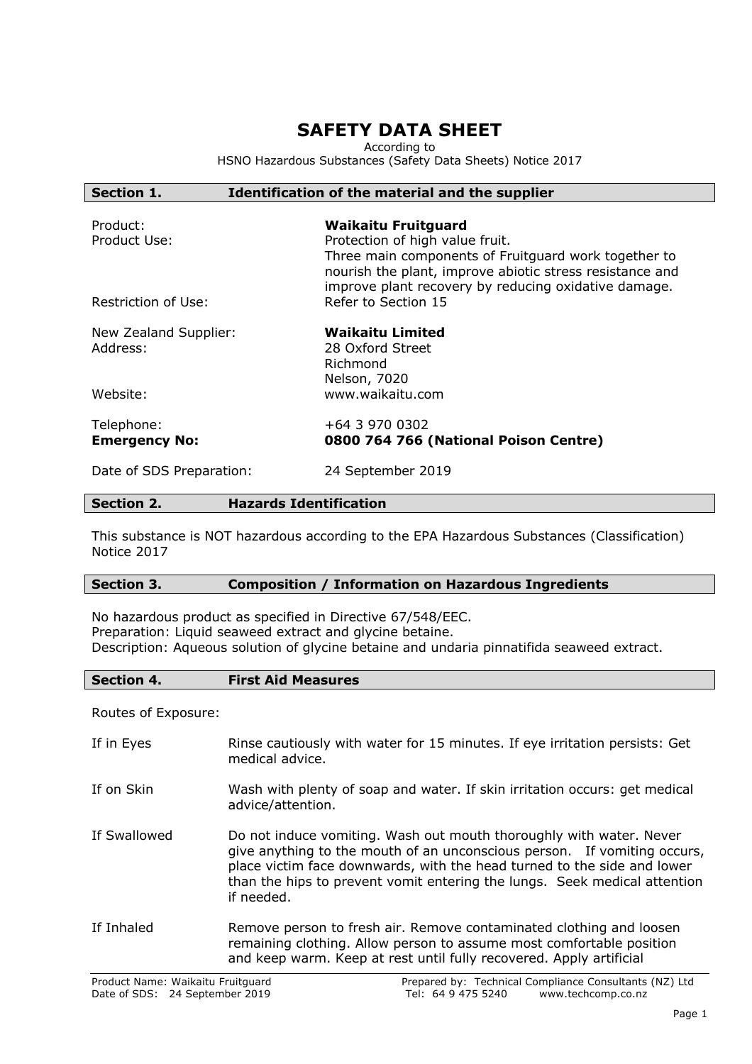# SAFETY DATA SHEET

According to
HSNO Hazardous Substances (Safety Data Sheets) Notice 2017

## Section 1. Identification of the material and the supplier

| | |
|---|---|
| Product: | **Waikaitu Fruitguard** |
| Product Use: | Protection of high value fruit. Three main components of Fruitguard work together to nourish the plant, improve abiotic stress resistance and improve plant recovery by reducing oxidative damage. |
| Restriction of Use: | Refer to Section 15 |
| New Zealand Supplier: | **Waikaitu Limited** |
| Address: | 28 Oxford Street<br>Richmond<br>Nelson, 7020 |
| Website: | www.waikaitu.com |
| Telephone: | +64 3 970 0302 |
| **Emergency No:** | **0800 764 766 (National Poison Centre)** |
| Date of SDS Preparation: | 24 September 2019 |

## Section 2. Hazards Identification

This substance is NOT hazardous according to the EPA Hazardous Substances (Classification) Notice 2017

## Section 3. Composition / Information on Hazardous Ingredients

No hazardous product as specified in Directive 67/548/EEC.
Preparation: Liquid seaweed extract and glycine betaine.
Description: Aqueous solution of glycine betaine and undaria pinnatifida seaweed extract.

## Section 4. First Aid Measures

Routes of Exposure:

| | |
|---|---|
| If in Eyes | Rinse cautiously with water for 15 minutes. If eye irritation persists: Get medical advice. |
| If on Skin | Wash with plenty of soap and water. If skin irritation occurs: get medical advice/attention. |
| If Swallowed | Do not induce vomiting. Wash out mouth thoroughly with water. Never give anything to the mouth of an unconscious person. If vomiting occurs, place victim face downwards, with the head turned to the side and lower than the hips to prevent vomit entering the lungs. Seek medical attention if needed. |
| If Inhaled | Remove person to fresh air. Remove contaminated clothing and loosen remaining clothing. Allow person to assume most comfortable position and keep warm. Keep at rest until fully recovered. Apply artificial |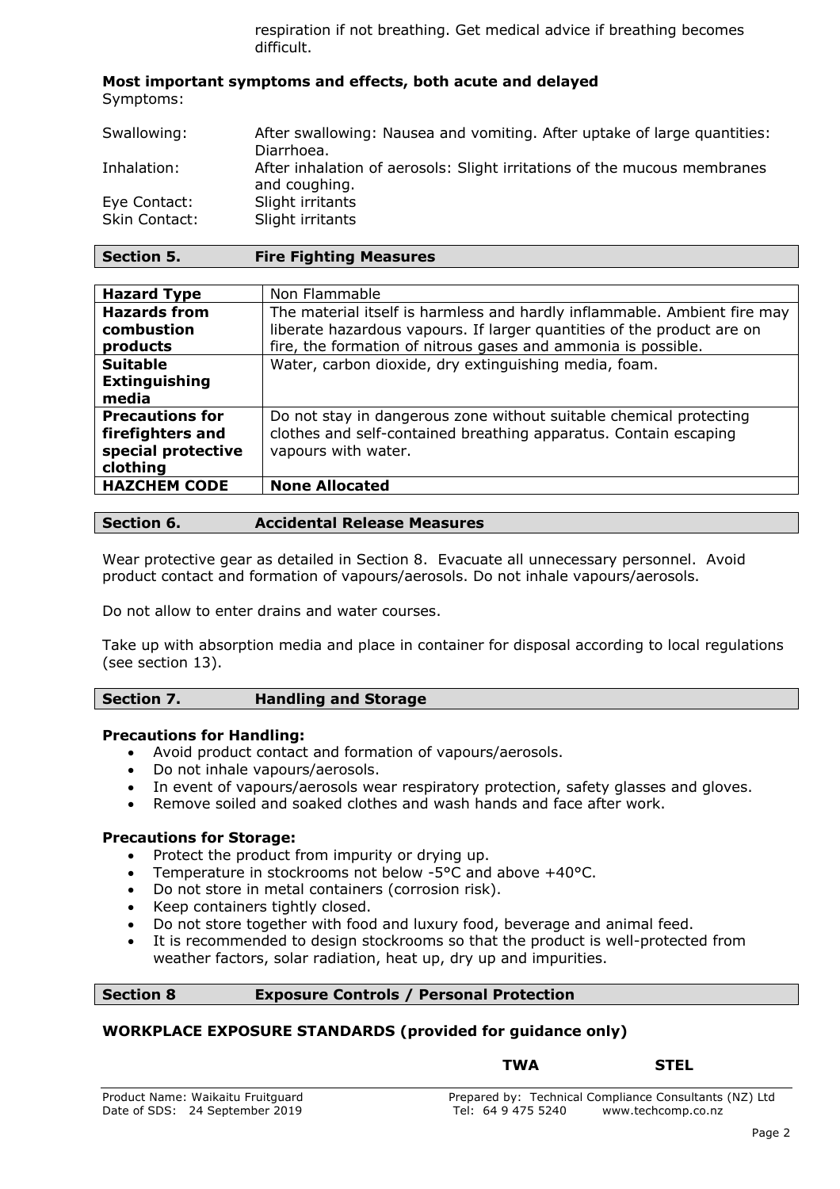respiration if not breathing. Get medical advice if breathing becomes difficult.

**Most important symptoms and effects, both acute and delayed**

Symptoms:

| | |
|---|---|
| Swallowing: | After swallowing: Nausea and vomiting. After uptake of large quantities: Diarrhoea. |
| Inhalation: | After inhalation of aerosols: Slight irritations of the mucous membranes and coughing. |
| Eye Contact: | Slight irritants |
| Skin Contact: | Slight irritants |

## Section 5. Fire Fighting Measures

| | |
|---|---|
| **Hazard Type** | Non Flammable |
| **Hazards from combustion products** | The material itself is harmless and hardly inflammable. Ambient fire may liberate hazardous vapours. If larger quantities of the product are on fire, the formation of nitrous gases and ammonia is possible. |
| **Suitable Extinguishing media** | Water, carbon dioxide, dry extinguishing media, foam. |
| **Precautions for firefighters and special protective clothing** | Do not stay in dangerous zone without suitable chemical protecting clothes and self-contained breathing apparatus. Contain escaping vapours with water. |
| **HAZCHEM CODE** | **None Allocated** |

## Section 6. Accidental Release Measures

Wear protective gear as detailed in Section 8. Evacuate all unnecessary personnel. Avoid product contact and formation of vapours/aerosols. Do not inhale vapours/aerosols.

Do not allow to enter drains and water courses.

Take up with absorption media and place in container for disposal according to local regulations (see section 13).

## Section 7. Handling and Storage

**Precautions for Handling:**

- Avoid product contact and formation of vapours/aerosols.
- Do not inhale vapours/aerosols.
- In event of vapours/aerosols wear respiratory protection, safety glasses and gloves.
- Remove soiled and soaked clothes and wash hands and face after work.

**Precautions for Storage:**

- Protect the product from impurity or drying up.
- Temperature in stockrooms not below -5°C and above +40°C.
- Do not store in metal containers (corrosion risk).
- Keep containers tightly closed.
- Do not store together with food and luxury food, beverage and animal feed.
- It is recommended to design stockrooms so that the product is well-protected from weather factors, solar radiation, heat up, dry up and impurities.

## Section 8 Exposure Controls / Personal Protection

**WORKPLACE EXPOSURE STANDARDS (provided for guidance only)**

| | **TWA** | **STEL** |
|---|---|---|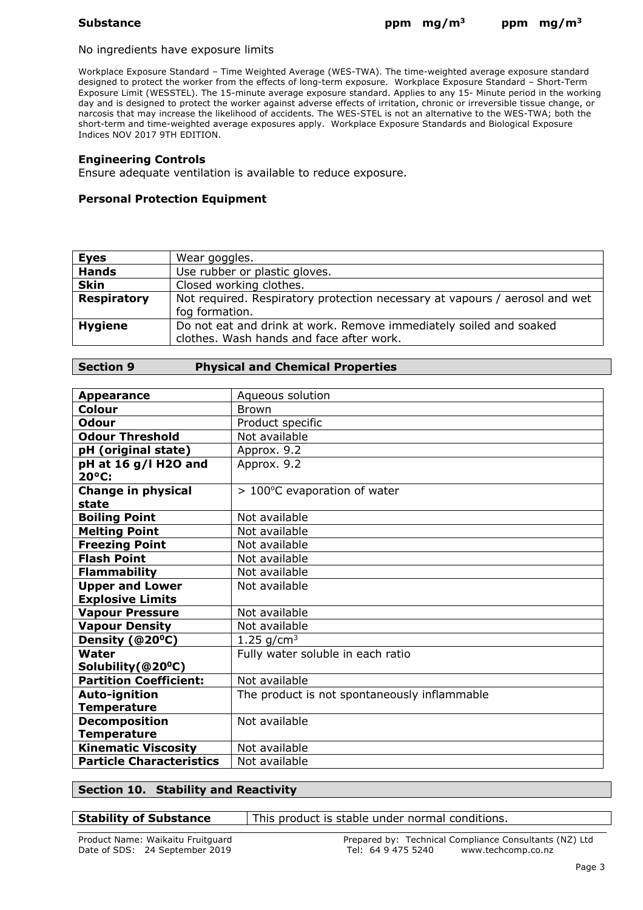| Substance | ppm | mg/m³ | ppm | mg/m³ |
|---|---|---|---|---|

No ingredients have exposure limits

Workplace Exposure Standard – Time Weighted Average (WES-TWA). The time-weighted average exposure standard designed to protect the worker from the effects of long-term exposure. Workplace Exposure Standard – Short-Term Exposure Limit (WESSTEL). The 15-minute average exposure standard. Applies to any 15- Minute period in the working day and is designed to protect the worker against adverse effects of irritation, chronic or irreversible tissue change, or narcosis that may increase the likelihood of accidents. The WES-STEL is not an alternative to the WES-TWA; both the short-term and time-weighted average exposures apply. Workplace Exposure Standards and Biological Exposure Indices NOV 2017 9TH EDITION.

**Engineering Controls**

Ensure adequate ventilation is available to reduce exposure.

**Personal Protection Equipment**

| | |
|---|---|
| **Eyes** | Wear goggles. |
| **Hands** | Use rubber or plastic gloves. |
| **Skin** | Closed working clothes. |
| **Respiratory** | Not required. Respiratory protection necessary at vapours / aerosol and wet fog formation. |
| **Hygiene** | Do not eat and drink at work. Remove immediately soiled and soaked clothes. Wash hands and face after work. |

## Section 9 Physical and Chemical Properties

| | |
|---|---|
| **Appearance** | Aqueous solution |
| **Colour** | Brown |
| **Odour** | Product specific |
| **Odour Threshold** | Not available |
| **pH (original state)** | Approx. 9.2 |
| **pH at 16 g/l H2O and 20°C:** | Approx. 9.2 |
| **Change in physical state** | > 100°C evaporation of water |
| **Boiling Point** | Not available |
| **Melting Point** | Not available |
| **Freezing Point** | Not available |
| **Flash Point** | Not available |
| **Flammability** | Not available |
| **Upper and Lower Explosive Limits** | Not available |
| **Vapour Pressure** | Not available |
| **Vapour Density** | Not available |
| **Density (@20°C)** | 1.25 g/cm³ |
| **Water Solubility(@20°C)** | Fully water soluble in each ratio |
| **Partition Coefficient:** | Not available |
| **Auto-ignition Temperature** | The product is not spontaneously inflammable |
| **Decomposition Temperature** | Not available |
| **Kinematic Viscosity** | Not available |
| **Particle Characteristics** | Not available |

## Section 10. Stability and Reactivity

| | |
|---|---|
| **Stability of Substance** | This product is stable under normal conditions. |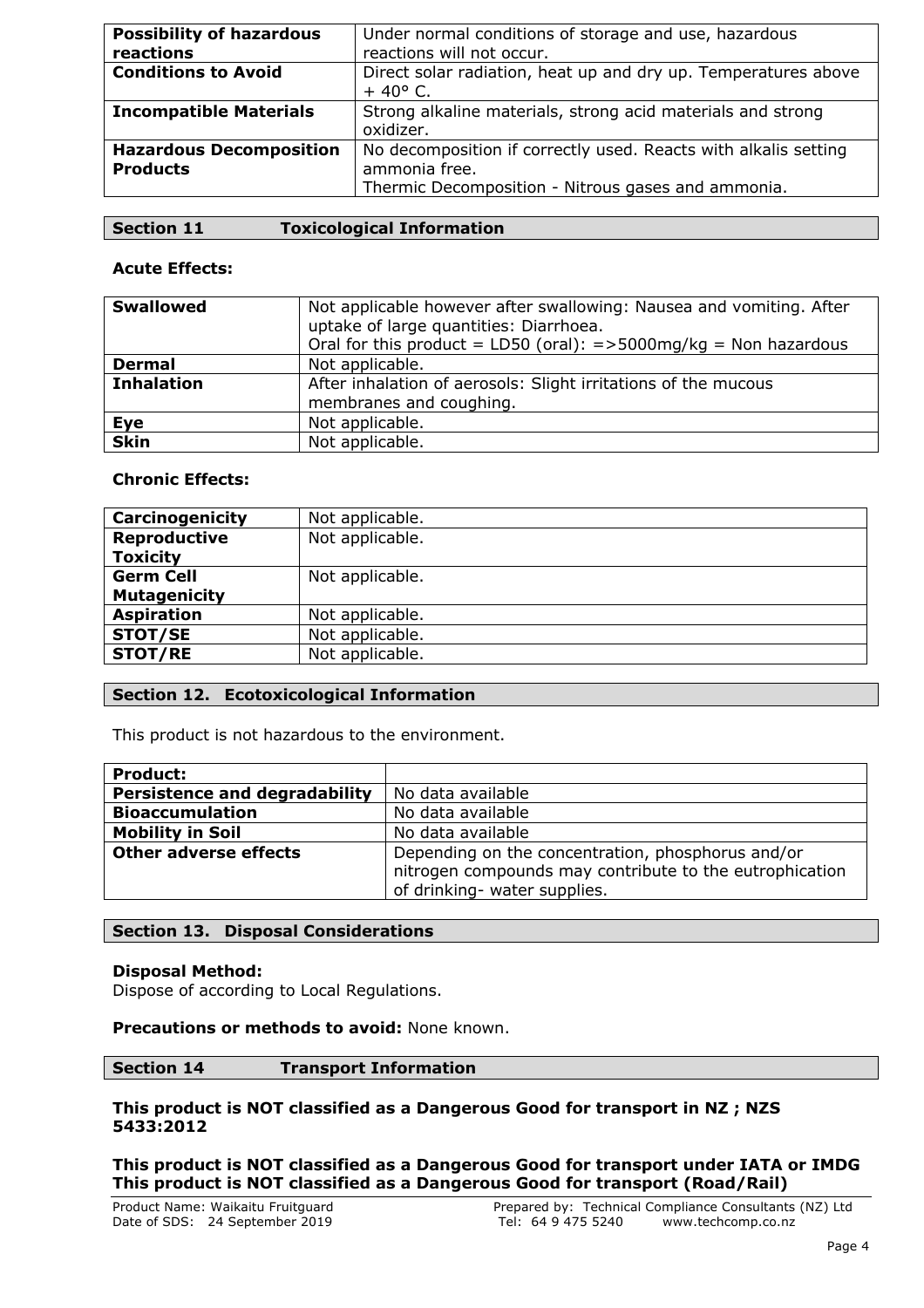| **Possibility of hazardous reactions** | Under normal conditions of storage and use, hazardous reactions will not occur. |
|---|---|
| **Conditions to Avoid** | Direct solar radiation, heat up and dry up. Temperatures above + 40° C. |
| **Incompatible Materials** | Strong alkaline materials, strong acid materials and strong oxidizer. |
| **Hazardous Decomposition Products** | No decomposition if correctly used. Reacts with alkalis setting ammonia free.<br>Thermic Decomposition - Nitrous gases and ammonia. |

## Section 11 Toxicological Information

**Acute Effects:**

| **Swallowed** | Not applicable however after swallowing: Nausea and vomiting. After uptake of large quantities: Diarrhoea.<br>Oral for this product = LD50 (oral): =>5000mg/kg = Non hazardous |
|---|---|
| **Dermal** | Not applicable. |
| **Inhalation** | After inhalation of aerosols: Slight irritations of the mucous membranes and coughing. |
| **Eye** | Not applicable. |
| **Skin** | Not applicable. |

**Chronic Effects:**

| **Carcinogenicity** | Not applicable. |
|---|---|
| **Reproductive Toxicity** | Not applicable. |
| **Germ Cell Mutagenicity** | Not applicable. |
| **Aspiration** | Not applicable. |
| **STOT/SE** | Not applicable. |
| **STOT/RE** | Not applicable. |

## Section 12. Ecotoxicological Information

This product is not hazardous to the environment.

| **Product:** | |
|---|---|
| **Persistence and degradability** | No data available |
| **Bioaccumulation** | No data available |
| **Mobility in Soil** | No data available |
| **Other adverse effects** | Depending on the concentration, phosphorus and/or nitrogen compounds may contribute to the eutrophication of drinking- water supplies. |

## Section 13. Disposal Considerations

**Disposal Method:**
Dispose of according to Local Regulations.

**Precautions or methods to avoid:** None known.

## Section 14 Transport Information

**This product is NOT classified as a Dangerous Good for transport in NZ ; NZS 5433:2012**

**This product is NOT classified as a Dangerous Good for transport under IATA or IMDG**
**This product is NOT classified as a Dangerous Good for transport (Road/Rail)**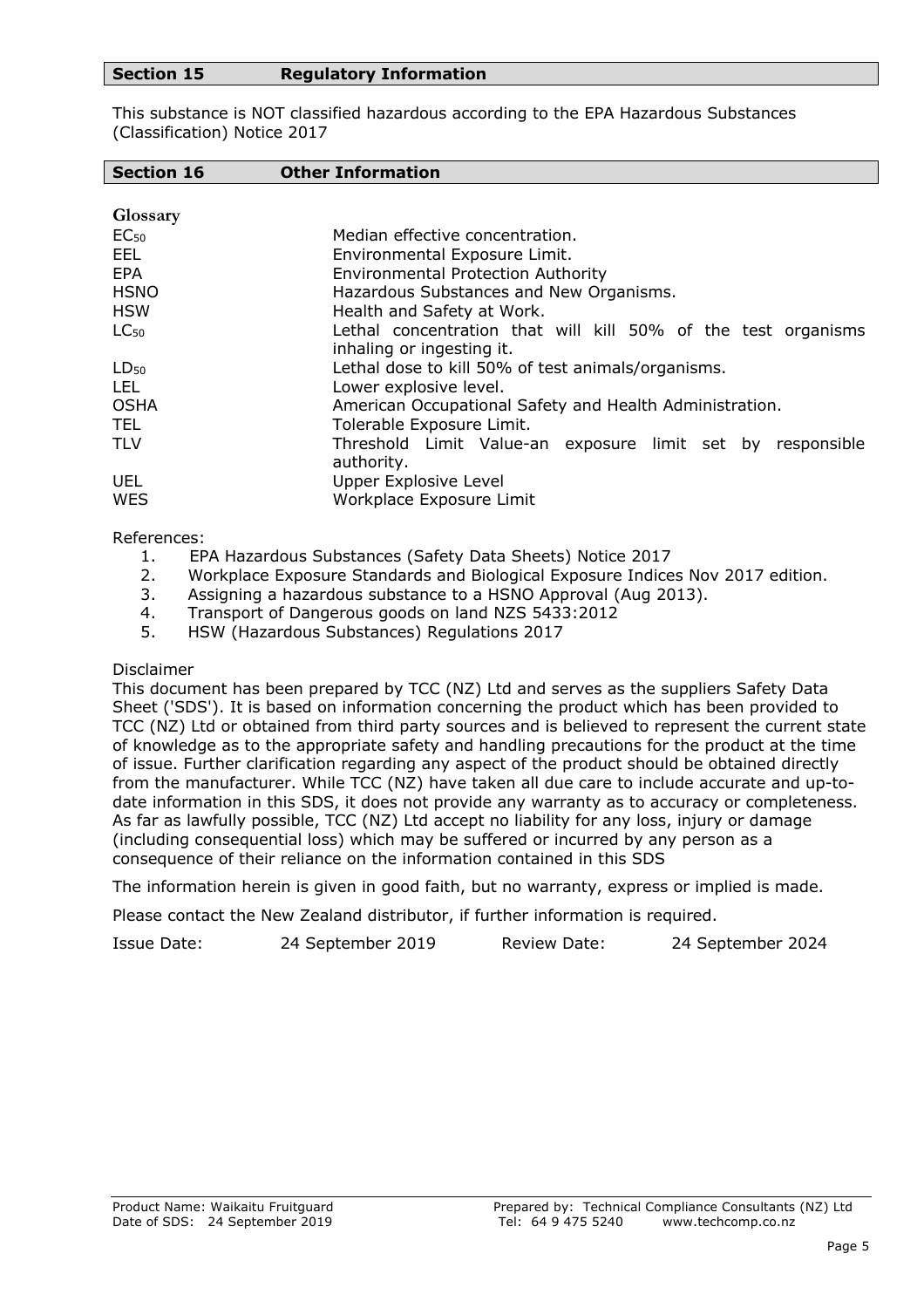## Section 15 Regulatory Information

This substance is NOT classified hazardous according to the EPA Hazardous Substances (Classification) Notice 2017

## Section 16 Other Information

**Glossary**

| | |
|---|---|
| $EC_{50}$ | Median effective concentration. |
| EEL | Environmental Exposure Limit. |
| EPA | Environmental Protection Authority |
| HSNO | Hazardous Substances and New Organisms. |
| HSW | Health and Safety at Work. |
| $LC_{50}$ | Lethal concentration that will kill 50% of the test organisms inhaling or ingesting it. |
| $LD_{50}$ | Lethal dose to kill 50% of test animals/organisms. |
| LEL | Lower explosive level. |
| OSHA | American Occupational Safety and Health Administration. |
| TEL | Tolerable Exposure Limit. |
| TLV | Threshold Limit Value-an exposure limit set by responsible authority. |
| UEL | Upper Explosive Level |
| WES | Workplace Exposure Limit |

References:

1. EPA Hazardous Substances (Safety Data Sheets) Notice 2017
2. Workplace Exposure Standards and Biological Exposure Indices Nov 2017 edition.
3. Assigning a hazardous substance to a HSNO Approval (Aug 2013).
4. Transport of Dangerous goods on land NZS 5433:2012
5. HSW (Hazardous Substances) Regulations 2017

Disclaimer

This document has been prepared by TCC (NZ) Ltd and serves as the suppliers Safety Data Sheet ('SDS'). It is based on information concerning the product which has been provided to TCC (NZ) Ltd or obtained from third party sources and is believed to represent the current state of knowledge as to the appropriate safety and handling precautions for the product at the time of issue. Further clarification regarding any aspect of the product should be obtained directly from the manufacturer. While TCC (NZ) have taken all due care to include accurate and up-to-date information in this SDS, it does not provide any warranty as to accuracy or completeness. As far as lawfully possible, TCC (NZ) Ltd accept no liability for any loss, injury or damage (including consequential loss) which may be suffered or incurred by any person as a consequence of their reliance on the information contained in this SDS

The information herein is given in good faith, but no warranty, express or implied is made.

Please contact the New Zealand distributor, if further information is required.

Issue Date: 24 September 2019 Review Date: 24 September 2024